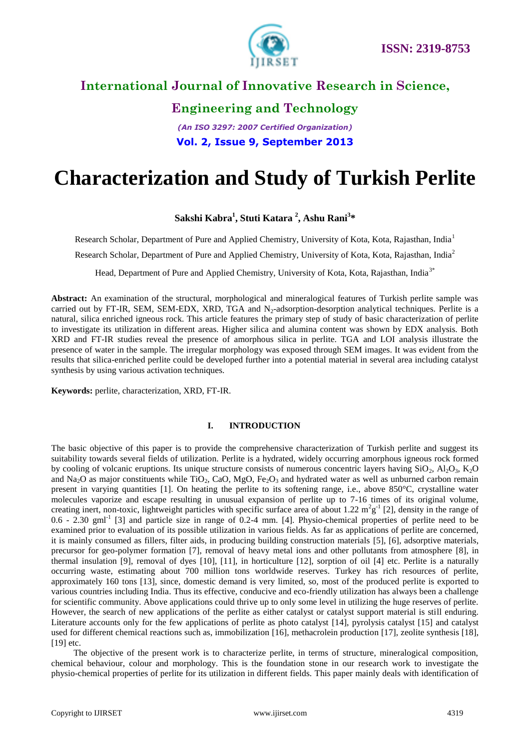# Characterization and Study of Turkish Perlite

**Sakshi Kabra[1], Stuti Katara [2], Ashu Rani[3]***

Research Scholar, Department of Pure and Applied Chemistry, University of Kota, Kota, Rajasthan, India[1]

Research Scholar, Department of Pure and Applied Chemistry, University of Kota, Kota, Rajasthan, India[2]

Head, Department of Pure and Applied Chemistry, University of Kota, Kota, Rajasthan, India[3*]

**Abstract:** An examination of the structural, morphological and mineralogical features of Turkish perlite sample was carried out by FT-IR, SEM, SEM-EDX, XRD, TGA and $N_2$-adsorption-desorption analytical techniques. Perlite is a natural, silica enriched igneous rock. This article features the primary step of study of basic characterization of perlite to investigate its utilization in different areas. Higher silica and alumina content was shown by EDX analysis. Both XRD and FT-IR studies reveal the presence of amorphous silica in perlite. TGA and LOI analysis illustrate the presence of water in the sample. The irregular morphology was exposed through SEM images. It was evident from the results that silica-enriched perlite could be developed further into a potential material in several area including catalyst synthesis by using various activation techniques.

**Keywords:** perlite, characterization, XRD, FT-IR.

## I. INTRODUCTION

The basic objective of this paper is to provide the comprehensive characterization of Turkish perlite and suggest its suitability towards several fields of utilization. Perlite is a hydrated, widely occurring amorphous igneous rock formed by cooling of volcanic eruptions. Its unique structure consists of numerous concentric layers having $SiO_2$, $Al_2O_3$, $K_2O$ and $Na_2O$ as major constituents while $TiO_2$, CaO, MgO, $Fe_2O_3$ and hydrated water as well as unburned carbon remain present in varying quantities [1]. On heating the perlite to its softening range, i.e., above 850°C, crystalline water molecules vaporize and escape resulting in unusual expansion of perlite up to 7-16 times of its original volume, creating inert, non-toxic, lightweight particles with specific surface area of about 1.22 $m^2g^{-1}$ [2], density in the range of 0.6 - 2.30 $gml^{-1}$ [3] and particle size in range of 0.2-4 mm. [4]. Physio-chemical properties of perlite need to be examined prior to evaluation of its possible utilization in various fields. As far as applications of perlite are concerned, it is mainly consumed as fillers, filter aids, in producing building construction materials [5], [6], adsorptive materials, precursor for geo-polymer formation [7], removal of heavy metal ions and other pollutants from atmosphere [8], in thermal insulation [9], removal of dyes [10], [11], in horticulture [12], sorption of oil [4] etc. Perlite is a naturally occurring waste, estimating about 700 million tons worldwide reserves. Turkey has rich resources of perlite, approximately 160 tons [13], since, domestic demand is very limited, so, most of the produced perlite is exported to various countries including India. Thus its effective, conducive and eco-friendly utilization has always been a challenge for scientific community. Above applications could thrive up to only some level in utilizing the huge reserves of perlite. However, the search of new applications of the perlite as either catalyst or catalyst support material is still enduring. Literature accounts only for the few applications of perlite as photo catalyst [14], pyrolysis catalyst [15] and catalyst used for different chemical reactions such as, immobilization [16], methacrolein production [17], zeolite synthesis [18], [19] etc.

The objective of the present work is to characterize perlite, in terms of structure, mineralogical composition, chemical behaviour, colour and morphology. This is the foundation stone in our research work to investigate the physio-chemical properties of perlite for its utilization in different fields. This paper mainly deals with identification of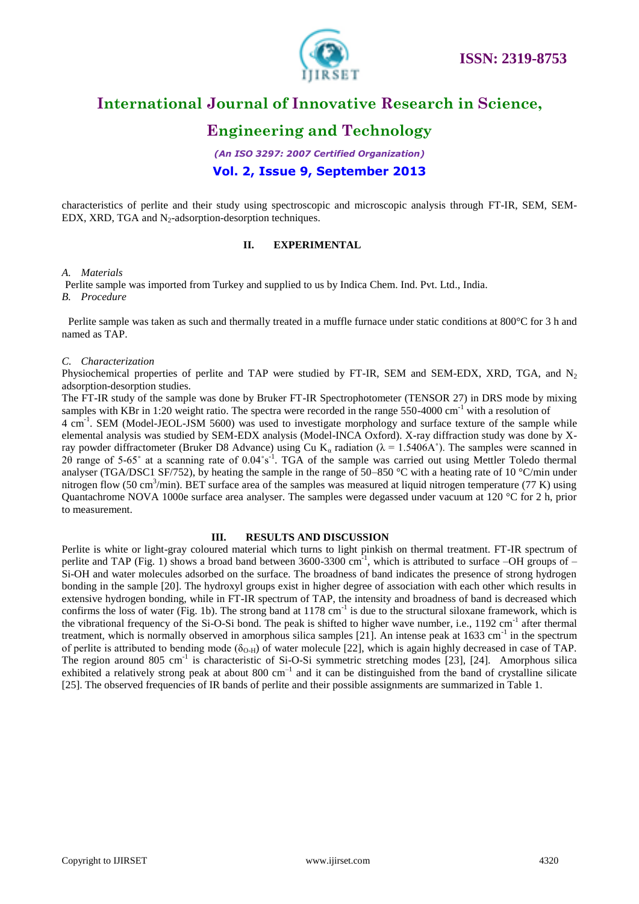characteristics of perlite and their study using spectroscopic and microscopic analysis through FT-IR, SEM, SEM-EDX, XRD, TGA and $N_2$-adsorption-desorption techniques.

## II. EXPERIMENTAL

*A. Materials*

Perlite sample was imported from Turkey and supplied to us by Indica Chem. Ind. Pvt. Ltd., India.

*B. Procedure*

Perlite sample was taken as such and thermally treated in a muffle furnace under static conditions at 800°C for 3 h and named as TAP.

*C. Characterization*

Physiochemical properties of perlite and TAP were studied by FT-IR, SEM and SEM-EDX, XRD, TGA, and $N_2$ adsorption-desorption studies.

The FT-IR study of the sample was done by Bruker FT-IR Spectrophotometer (TENSOR 27) in DRS mode by mixing samples with KBr in 1:20 weight ratio. The spectra were recorded in the range 550-4000 $cm^{-1}$ with a resolution of 4 $cm^{-1}$. SEM (Model-JEOL-JSM 5600) was used to investigate morphology and surface texture of the sample while elemental analysis was studied by SEM-EDX analysis (Model-INCA Oxford). X-ray diffraction study was done by X-ray powder diffractometer (Bruker D8 Advance) using Cu $K_\alpha$ radiation ($\lambda$ = 1.5406A°). The samples were scanned in 2θ range of 5-65° at a scanning rate of 0.04°$s^{-1}$. TGA of the sample was carried out using Mettler Toledo thermal analyser (TGA/DSC1 SF/752), by heating the sample in the range of 50–850 °C with a heating rate of 10 °C/min under nitrogen flow (50 $cm^3$/min). BET surface area of the samples was measured at liquid nitrogen temperature (77 K) using Quantachrome NOVA 1000e surface area analyser. The samples were degassed under vacuum at 120 °C for 2 h, prior to measurement.

## III. RESULTS AND DISCUSSION

Perlite is white or light-gray coloured material which turns to light pinkish on thermal treatment. FT-IR spectrum of perlite and TAP (Fig. 1) shows a broad band between 3600-3300 $cm^{-1}$, which is attributed to surface –OH groups of –Si-OH and water molecules adsorbed on the surface. The broadness of band indicates the presence of strong hydrogen bonding in the sample [20]. The hydroxyl groups exist in higher degree of association with each other which results in extensive hydrogen bonding, while in FT-IR spectrum of TAP, the intensity and broadness of band is decreased which confirms the loss of water (Fig. 1b). The strong band at 1178 $cm^{-1}$ is due to the structural siloxane framework, which is the vibrational frequency of the Si-O-Si bond. The peak is shifted to higher wave number, i.e., 1192 $cm^{-1}$ after thermal treatment, which is normally observed in amorphous silica samples [21]. An intense peak at 1633 $cm^{-1}$ in the spectrum of perlite is attributed to bending mode ($\delta_{O-H}$) of water molecule [22], which is again highly decreased in case of TAP. The region around 805 $cm^{-1}$ is characteristic of Si-O-Si symmetric stretching modes [23], [24]. Amorphous silica exhibited a relatively strong peak at about 800 $cm^{-1}$ and it can be distinguished from the band of crystalline silicate [25]. The observed frequencies of IR bands of perlite and their possible assignments are summarized in Table 1.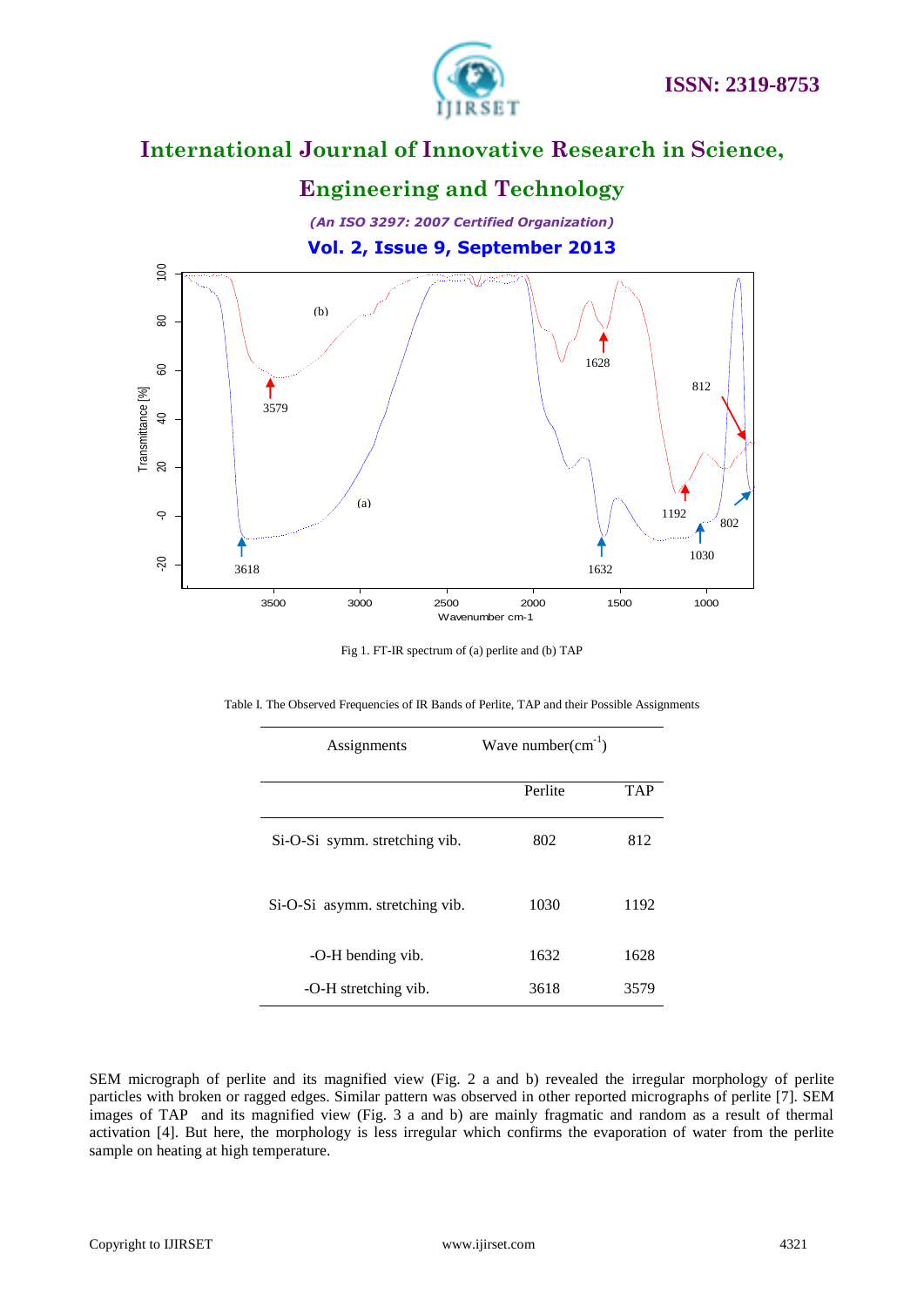Fig 1. FT-IR spectrum of (a) perlite and (b) TAP

Table I. The Observed Frequencies of IR Bands of Perlite, TAP and their Possible Assignments

| Assignments | Wave number($cm^{-1}$) | |
|---|---|---|
| | Perlite | TAP |
| Si-O-Si symm. stretching vib. | 802 | 812 |
| Si-O-Si asymm. stretching vib. | 1030 | 1192 |
| -O-H bending vib. | 1632 | 1628 |
| -O-H stretching vib. | 3618 | 3579 |

SEM micrograph of perlite and its magnified view (Fig. 2 a and b) revealed the irregular morphology of perlite particles with broken or ragged edges. Similar pattern was observed in other reported micrographs of perlite [7]. SEM images of TAP and its magnified view (Fig. 3 a and b) are mainly fragmatic and random as a result of thermal activation [4]. But here, the morphology is less irregular which confirms the evaporation of water from the perlite sample on heating at high temperature.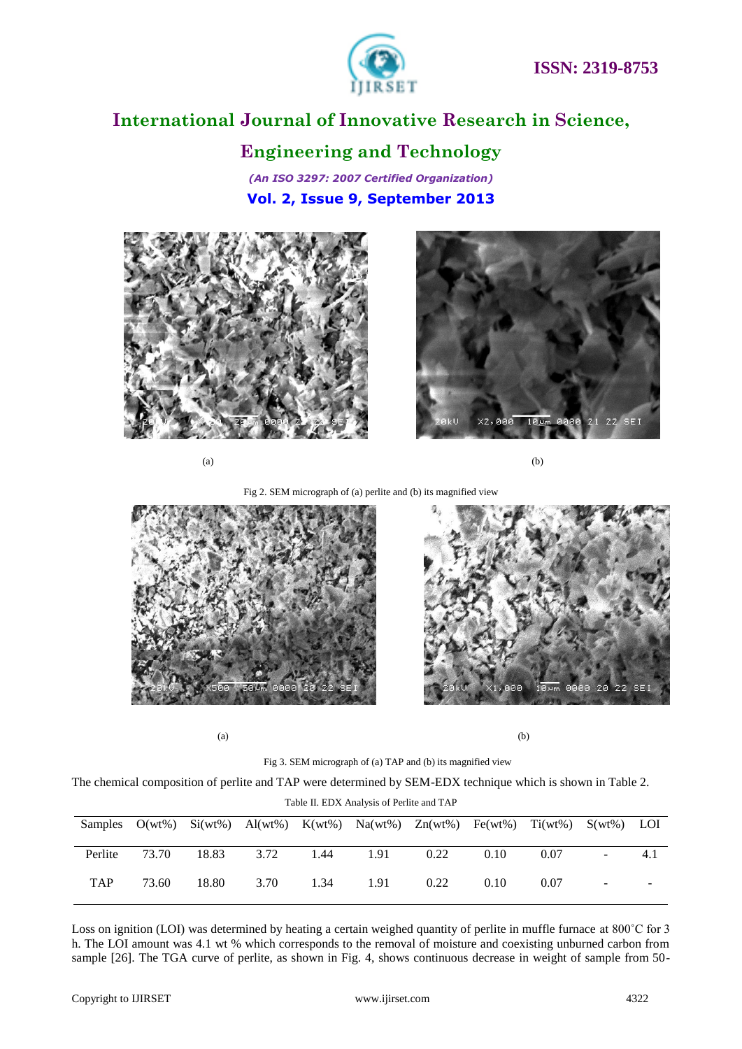(a) (b)

Fig 2. SEM micrograph of (a) perlite and (b) its magnified view

(a) (b)

Fig 3. SEM micrograph of (a) TAP and (b) its magnified view

The chemical composition of perlite and TAP were determined by SEM-EDX technique which is shown in Table 2.

Table II. EDX Analysis of Perlite and TAP

| Samples | O(wt%) | Si(wt%) | Al(wt%) | K(wt%) | Na(wt%) | Zn(wt%) | Fe(wt%) | Ti(wt%) | S(wt%) | LOI |
|---|---|---|---|---|---|---|---|---|---|---|
| Perlite | 73.70 | 18.83 | 3.72 | 1.44 | 1.91 | 0.22 | 0.10 | 0.07 | - | 4.1 |
| TAP | 73.60 | 18.80 | 3.70 | 1.34 | 1.91 | 0.22 | 0.10 | 0.07 | - | - |

Loss on ignition (LOI) was determined by heating a certain weighed quantity of perlite in muffle furnace at 800˚C for 3 h. The LOI amount was 4.1 wt % which corresponds to the removal of moisture and coexisting unburned carbon from sample [26]. The TGA curve of perlite, as shown in Fig. 4, shows continuous decrease in weight of sample from 50-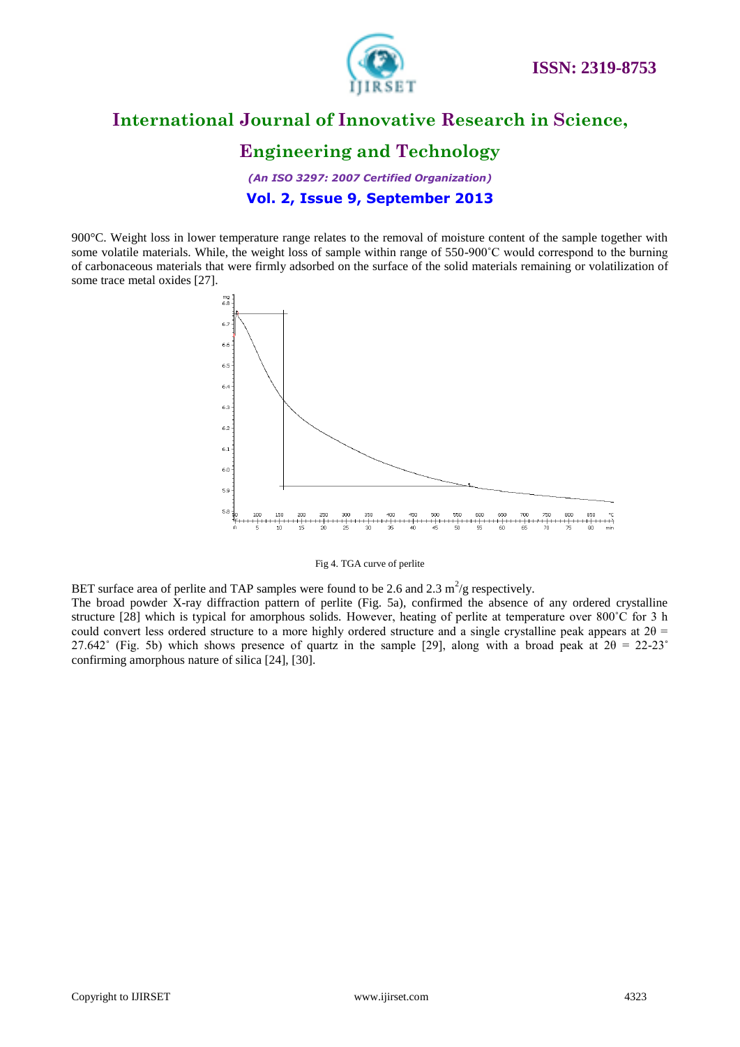900°C. Weight loss in lower temperature range relates to the removal of moisture content of the sample together with some volatile materials. While, the weight loss of sample within range of 550-900˚C would correspond to the burning of carbonaceous materials that were firmly adsorbed on the surface of the solid materials remaining or volatilization of some trace metal oxides [27].

Fig 4. TGA curve of perlite

BET surface area of perlite and TAP samples were found to be 2.6 and 2.3 $m^2/g$ respectively.

The broad powder X-ray diffraction pattern of perlite (Fig. 5a), confirmed the absence of any ordered crystalline structure [28] which is typical for amorphous solids. However, heating of perlite at temperature over 800˚C for 3 h could convert less ordered structure to a more highly ordered structure and a single crystalline peak appears at $2\theta$ = 27.642˚ (Fig. 5b) which shows presence of quartz in the sample [29], along with a broad peak at $2\theta$ = 22-23˚ confirming amorphous nature of silica [24], [30].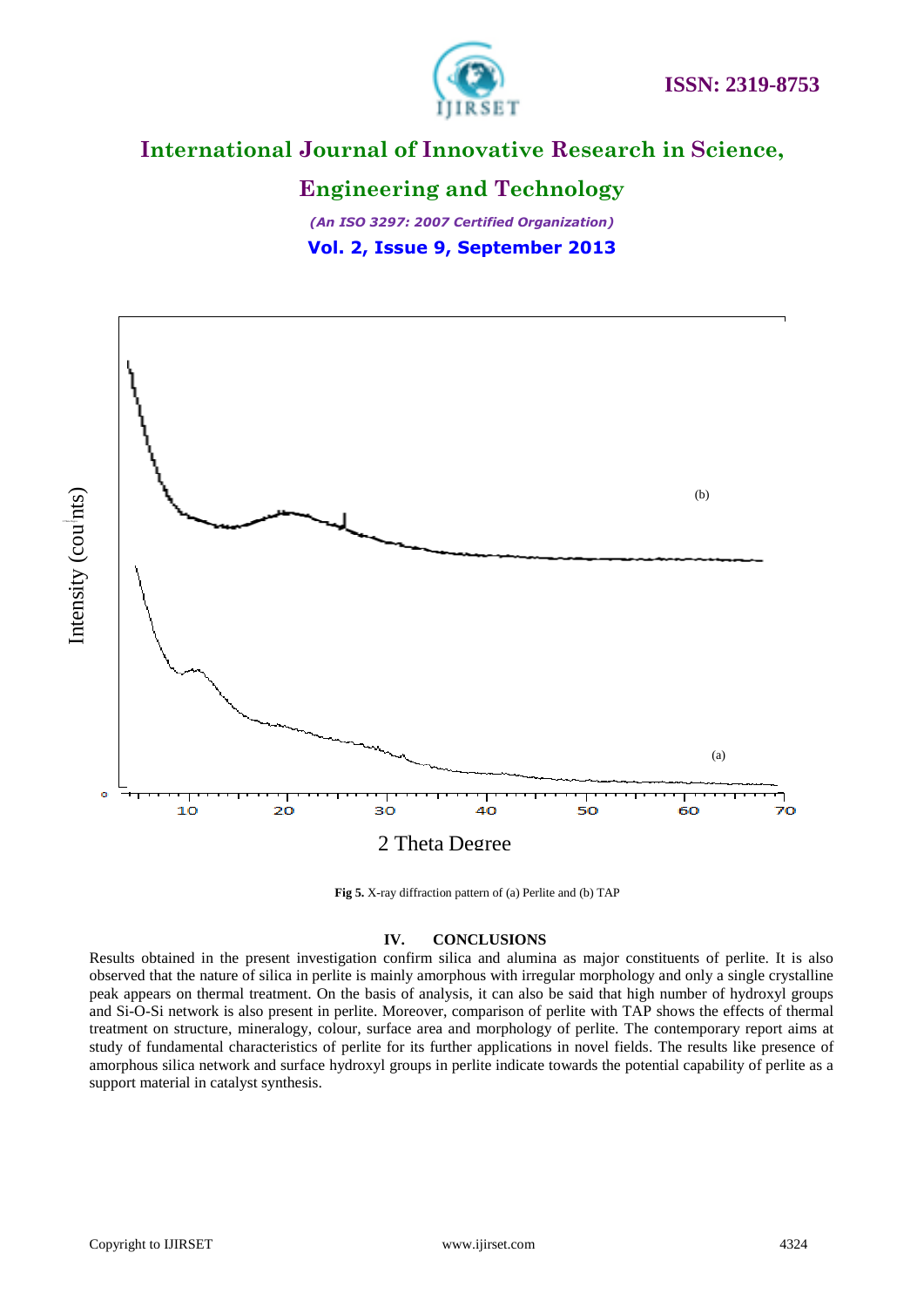Fig 5. X-ray diffraction pattern of (a) Perlite and (b) TAP

## IV. CONCLUSIONS

Results obtained in the present investigation confirm silica and alumina as major constituents of perlite. It is also observed that the nature of silica in perlite is mainly amorphous with irregular morphology and only a single crystalline peak appears on thermal treatment. On the basis of analysis, it can also be said that high number of hydroxyl groups and Si-O-Si network is also present in perlite. Moreover, comparison of perlite with TAP shows the effects of thermal treatment on structure, mineralogy, colour, surface area and morphology of perlite. The contemporary report aims at study of fundamental characteristics of perlite for its further applications in novel fields. The results like presence of amorphous silica network and surface hydroxyl groups in perlite indicate towards the potential capability of perlite as a support material in catalyst synthesis.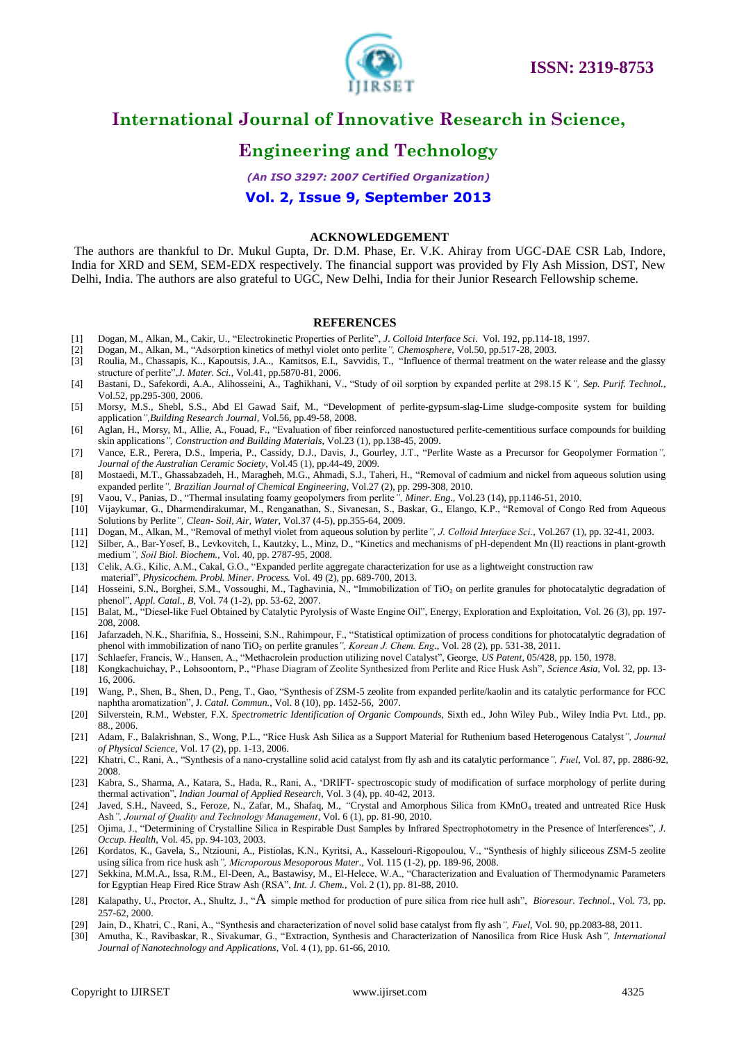## ACKNOWLEDGEMENT

The authors are thankful to Dr. Mukul Gupta, Dr. D.M. Phase, Er. V.K. Ahiray from UGC-DAE CSR Lab, Indore, India for XRD and SEM, SEM-EDX respectively. The financial support was provided by Fly Ash Mission, DST, New Delhi, India. The authors are also grateful to UGC, New Delhi, India for their Junior Research Fellowship scheme.

## REFERENCES

[1] Dogan, M., Alkan, M., Cakir, U., "Electrokinetic Properties of Perlite", *J. Colloid Interface Sci*. Vol. 192, pp.114-18, 1997.

[2] Dogan, M., Alkan, M., "Adsorption kinetics of methyl violet onto perlite", *Chemosphere*, Vol.50, pp.517-28, 2003.

[3] Roulia, M., Chassapis, K.., Kapoutsis, J.A.., Kamitsos, E.I., Savvidis, T., "Influence of thermal treatment on the water release and the glassy structure of perlite",*J. Mater. Sci.*, Vol.41, pp.5870-81, 2006.

[4] Bastani, D., Safekordi, A.A., Alihosseini, A., Taghikhani, V., "Study of oil sorption by expanded perlite at 298.15 K", *Sep. Purif. Technol.*, Vol.52, pp.295-300, 2006.

[5] Morsy, M.S., Shebl, S.S., Abd El Gawad Saif, M., "Development of perlite-gypsum-slag-Lime sludge-composite system for building application",*Building Research Journal*, Vol.56, pp.49-58, 2008.

[6] Aglan, H., Morsy, M., Allie, A., Fouad, F., "Evaluation of fiber reinforced nanostuctured perlite-cementitious surface compounds for building skin applications", *Construction and Building Materials*, Vol.23 (1), pp.138-45, 2009.

[7] Vance, E.R., Perera, D.S., Imperia, P., Cassidy, D.J., Davis, J., Gourley, J.T., "Perlite Waste as a Precursor for Geopolymer Formation", *Journal of the Australian Ceramic Society*, Vol.45 (1), pp.44-49, 2009.

[8] Mostaedi, M.T., Ghassabzadeh, H., Maragheh, M.G., Ahmadi, S.J., Taheri, H., "Removal of cadmium and nickel from aqueous solution using expanded perlite", *Brazilian Journal of Chemical Engineering*, Vol.27 (2), pp. 299-308, 2010.

[9] Vaou, V., Panias, D., "Thermal insulating foamy geopolymers from perlite", *Miner. Eng.*, Vol.23 (14), pp.1146-51, 2010.

[10] Vijaykumar, G., Dharmendirakumar, M., Renganathan, S., Sivanesan, S., Baskar, G., Elango, K.P., "Removal of Congo Red from Aqueous Solutions by Perlite", *Clean- Soil, Air, Water*, Vol.37 (4-5), pp.355-64, 2009.

[11] Dogan, M., Alkan, M., "Removal of methyl violet from aqueous solution by perlite", *J. Colloid Interface Sci.*, Vol.267 (1), pp. 32-41, 2003.

[12] Silber, A., Bar-Yosef, B., Levkovitch, I., Kautzky, L., Minz, D., "Kinetics and mechanisms of pH-dependent Mn (II) reactions in plant-growth medium", *Soil Biol. Biochem.*, Vol. 40, pp. 2787-95, 2008.

[13] Celik, A.G., Kilic, A.M., Cakal, G.O., "Expanded perlite aggregate characterization for use as a lightweight construction raw material", *Physicochem. Probl. Miner. Process.* Vol. 49 (2), pp. 689-700, 2013.

[14] Hosseini, S.N., Borghei, S.M., Vossoughi, M., Taghavinia, N., "Immobilization of $TiO_2$ on perlite granules for photocatalytic degradation of phenol", *Appl. Catal., B*, Vol. 74 (1-2), pp. 53-62, 2007.

[15] Balat, M., "Diesel-like Fuel Obtained by Catalytic Pyrolysis of Waste Engine Oil", Energy, Exploration and Exploitation, Vol. 26 (3), pp. 197-208, 2008.

[16] Jafarzadeh, N.K., Sharifnia, S., Hosseini, S.N., Rahimpour, F., "Statistical optimization of process conditions for photocatalytic degradation of phenol with immobilization of nano $TiO_2$ on perlite granules", *Korean J. Chem. Eng.*, Vol. 28 (2), pp. 531-38, 2011.

[17] Schlaefer, Francis, W., Hansen, A., "Methacrolein production utilizing novel Catalyst", George, *US Patent*, 05/428, pp. 150, 1978.

[18] Kongkachuichay, P., Lohsoontorn, P., "Phase Diagram of Zeolite Synthesized from Perlite and Rice Husk Ash", *Science Asia*, Vol. 32, pp. 13-16, 2006.

[19] Wang, P., Shen, B., Shen, D., Peng, T., Gao, "Synthesis of ZSM-5 zeolite from expanded perlite/kaolin and its catalytic performance for FCC naphtha aromatization", J. *Catal. Commun.*, Vol. 8 (10), pp. 1452-56, 2007.

[20] Silverstein, R.M., Webster, F.X. *Spectrometric Identification of Organic Compounds*, Sixth ed., John Wiley Pub., Wiley India Pvt. Ltd., pp. 88., 2006.

[21] Adam, F., Balakrishnan, S., Wong, P.L., "Rice Husk Ash Silica as a Support Material for Ruthenium based Heterogenous Catalyst", *Journal of Physical Science*, Vol. 17 (2), pp. 1-13, 2006.

[22] Khatri, C., Rani, A., "Synthesis of a nano-crystalline solid acid catalyst from fly ash and its catalytic performance", *Fuel*, Vol. 87, pp. 2886-92, 2008.

[23] Kabra, S., Sharma, A., Katara, S., Hada, R., Rani, A., 'DRIFT- spectroscopic study of modification of surface morphology of perlite during thermal activation", *Indian Journal of Applied Research*, Vol. 3 (4), pp. 40-42, 2013.

[24] Javed, S.H., Naveed, S., Feroze, N., Zafar, M., Shafaq, M., "Crystal and Amorphous Silica from $KMnO_4$ treated and untreated Rice Husk Ash", *Journal of Quality and Technology Management*, Vol. 6 (1), pp. 81-90, 2010.

[25] Ojima, J., "Determining of Crystalline Silica in Respirable Dust Samples by Infrared Spectrophotometry in the Presence of Interferences", *J. Occup. Health*, Vol. 45, pp. 94-103, 2003.

[26] Kordatos, K., Gavela, S., Ntziouni, A., Pistiolas, K.N., Kyritsi, A., Kasselouri-Rigopoulou, V., "Synthesis of highly siliceous ZSM-5 zeolite using silica from rice husk ash", *Microporous Mesoporous Mater.*, Vol. 115 (1-2), pp. 189-96, 2008.

[27] Sekkina, M.M.A., Issa, R.M., El-Deen, A., Bastawisy, M., El-Helece, W.A., "Characterization and Evaluation of Thermodynamic Parameters for Egyptian Heap Fired Rice Straw Ash (RSA", *Int. J. Chem.*, Vol. 2 (1), pp. 81-88, 2010.

[28] Kalapathy, U., Proctor, A., Shultz, J., "A simple method for production of pure silica from rice hull ash", *Bioresour. Technol.*, Vol. 73, pp. 257-62, 2000.

[29] Jain, D., Khatri, C., Rani, A., "Synthesis and characterization of novel solid base catalyst from fly ash", *Fuel*, Vol. 90, pp.2083-88, 2011.

[30] Amutha, K., Ravibaskar, R., Sivakumar, G., "Extraction, Synthesis and Characterization of Nanosilica from Rice Husk Ash", *International Journal of Nanotechnology and Applications*, Vol. 4 (1), pp. 61-66, 2010.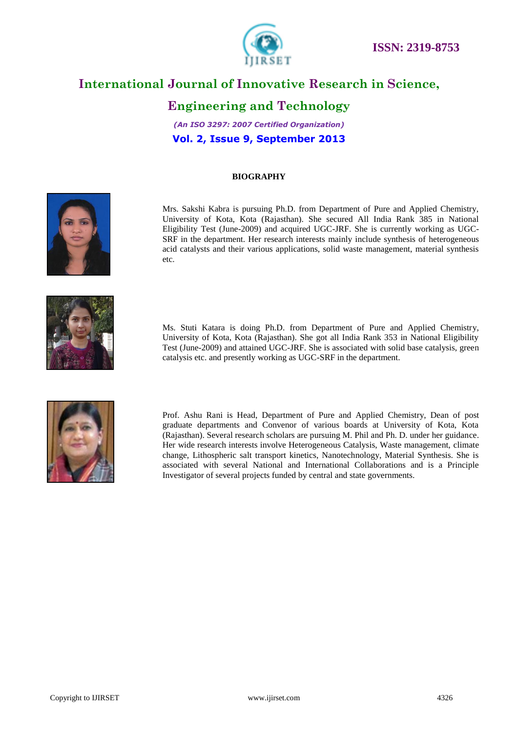**BIOGRAPHY**

Mrs. Sakshi Kabra is pursuing Ph.D. from Department of Pure and Applied Chemistry, University of Kota, Kota (Rajasthan). She secured All India Rank 385 in National Eligibility Test (June-2009) and acquired UGC-JRF. She is currently working as UGC-SRF in the department. Her research interests mainly include synthesis of heterogeneous acid catalysts and their various applications, solid waste management, material synthesis etc.

Ms. Stuti Katara is doing Ph.D. from Department of Pure and Applied Chemistry, University of Kota, Kota (Rajasthan). She got all India Rank 353 in National Eligibility Test (June-2009) and attained UGC-JRF. She is associated with solid base catalysis, green catalysis etc. and presently working as UGC-SRF in the department.

Prof. Ashu Rani is Head, Department of Pure and Applied Chemistry, Dean of post graduate departments and Convenor of various boards at University of Kota, Kota (Rajasthan). Several research scholars are pursuing M. Phil and Ph. D. under her guidance. Her wide research interests involve Heterogeneous Catalysis, Waste management, climate change, Lithospheric salt transport kinetics, Nanotechnology, Material Synthesis. She is associated with several National and International Collaborations and is a Principle Investigator of several projects funded by central and state governments.